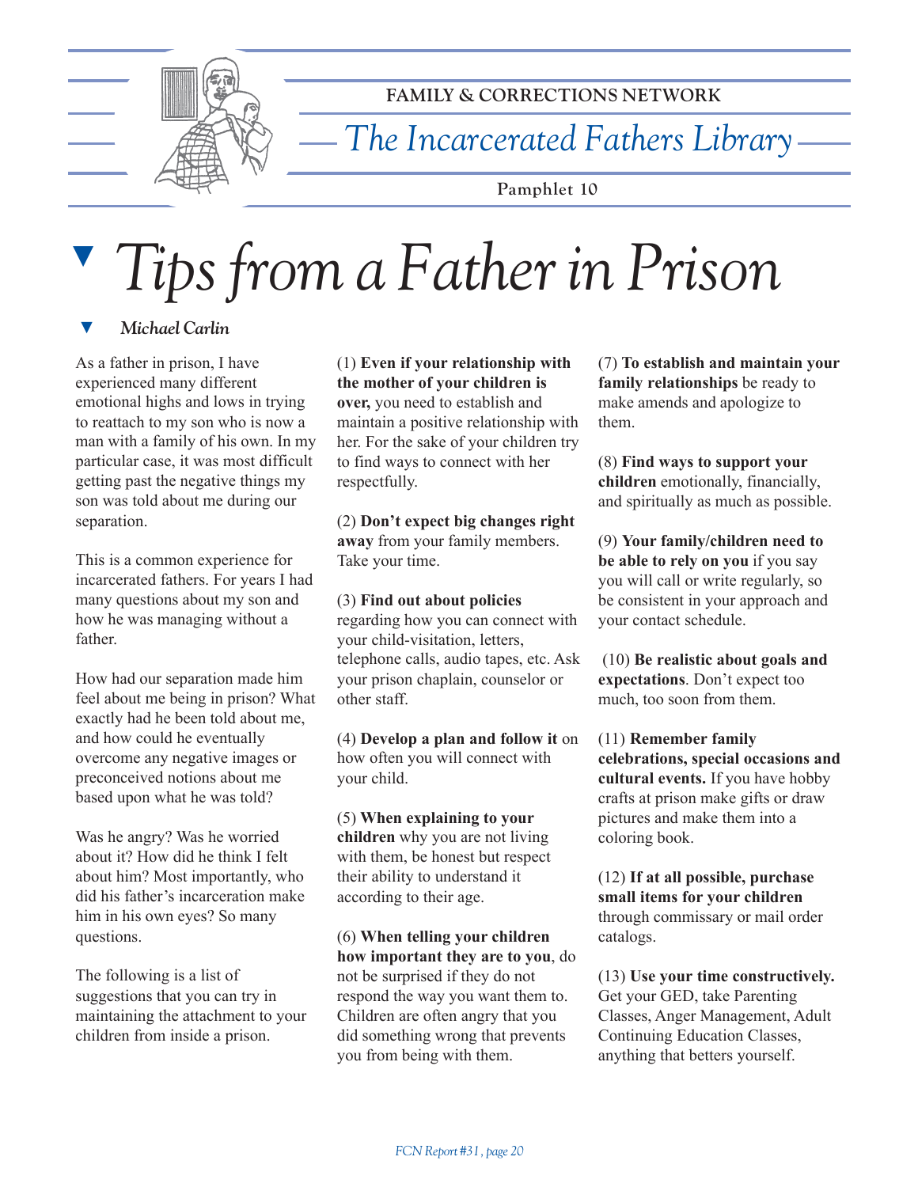FAMILY & CORRECTIONS NETWORK

*The Incarcerated Fathers Library*

Pamphlet 10

# *Tips from a Father in Prison*

*Michael Carlin*

As a father in prison, I have experienced many different emotional highs and lows in trying to reattach to my son who is now a man with a family of his own. In my particular case, it was most difficult getting past the negative things my son was told about me during our separation.

This is a common experience for incarcerated fathers. For years I had many questions about my son and how he was managing without a father.

How had our separation made him feel about me being in prison? What exactly had he been told about me, and how could he eventually overcome any negative images or preconceived notions about me based upon what he was told?

Was he angry? Was he worried about it? How did he think I felt about him? Most importantly, who did his father's incarceration make him in his own eyes? So many questions.

The following is a list of suggestions that you can try in maintaining the attachment to your children from inside a prison.

(1) **Even if your relationship with the mother of your children is over,** you need to establish and maintain a positive relationship with her. For the sake of your children try to find ways to connect with her respectfully.

(2) **Don't expect big changes right away** from your family members. Take your time.

(3) **Find out about policies** regarding how you can connect with your child-visitation, letters, telephone calls, audio tapes, etc. Ask your prison chaplain, counselor or other staff.

(4) **Develop a plan and follow it** on how often you will connect with your child.

(5) **When explaining to your children** why you are not living with them, be honest but respect their ability to understand it according to their age.

(6) **When telling your children how important they are to you**, do not be surprised if they do not respond the way you want them to. Children are often angry that you did something wrong that prevents you from being with them.

(7) **To establish and maintain your family relationships** be ready to make amends and apologize to them.

(8) **Find ways to support your children** emotionally, financially, and spiritually as much as possible.

(9) **Your family/children need to be able to rely on you** if you say you will call or write regularly, so be consistent in your approach and your contact schedule.

(10) **Be realistic about goals and expectations**. Don't expect too much, too soon from them.

(11) **Remember family celebrations, special occasions and cultural events.** If you have hobby crafts at prison make gifts or draw pictures and make them into a coloring book.

(12) **If at all possible, purchase small items for your children** through commissary or mail order catalogs.

(13) **Use your time constructively.** Get your GED, take Parenting Classes, Anger Management, Adult Continuing Education Classes, anything that betters yourself.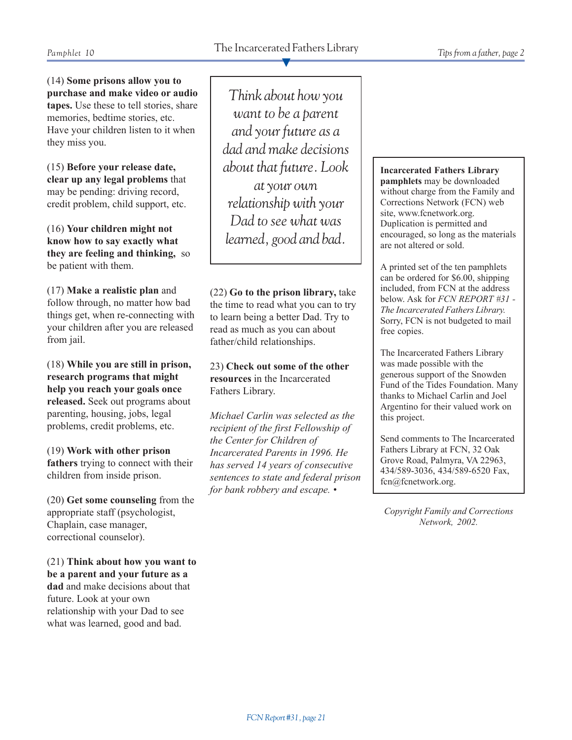(14) **Some prisons allow you to purchase and make video or audio tapes.** Use these to tell stories, share memories, bedtime stories, etc. Have your children listen to it when they miss you.

(15) **Before your release date, clear up any legal problems** that may be pending: driving record, credit problem, child support, etc.

(16) **Your children might not know how to say exactly what they are feeling and thinking,** so be patient with them.

(17) **Make a realistic plan** and follow through, no matter how bad things get, when re-connecting with your children after you are released from jail.

(18) **While you are still in prison, research programs that might help you reach your goals once released.** Seek out programs about parenting, housing, jobs, legal problems, credit problems, etc.

(19) **Work with other prison fathers** trying to connect with their children from inside prison.

(20) **Get some counseling** from the appropriate staff (psychologist, Chaplain, case manager, correctional counselor).

(21) **Think about how you want to be a parent and your future as a dad** and make decisions about that future. Look at your own relationship with your Dad to see what was learned, good and bad.

> *Think about how you want to be a parent and your future as a dad and make decisions about that future. Look at your own relationship with your Dad to see what was learned, good and bad.*

(22) **Go to the prison library,** take the time to read what you can to try to learn being a better Dad. Try to read as much as you can about father/child relationships.

23) **Check out some of the other resources** in the Incarcerated Fathers Library.

*Michael Carlin was selected as the recipient of the first Fellowship of the Center for Children of Incarcerated Parents in 1996. He has served 14 years of consecutive sentences to state and federal prison for bank robbery and escape. •*

---

**Incarcerated Fathers Library pamphlets** may be downloaded without charge from the Family and Corrections Network (FCN) web site, www.fcnetwork.org. Duplication is permitted and encouraged, so long as the materials are not altered or sold.

A printed set of the ten pamphlets can be ordered for $6.00, shipping included, from FCN at the address below. Ask for *FCN REPORT #31 - The Incarcerated Fathers Library.* Sorry, FCN is not budgeted to mail free copies.

The Incarcerated Fathers Library was made possible with the generous support of the Snowden Fund of the Tides Foundation. Many thanks to Michael Carlin and Joel Argentino for their valued work on this project.

Send comments to The Incarcerated Fathers Library at FCN, 32 Oak Grove Road, Palmyra, VA 22963, 434/589-3036, 434/589-6520 Fax, fcn@fcnetwork.org.

---

*Copyright Family and Corrections Network, 2002.*